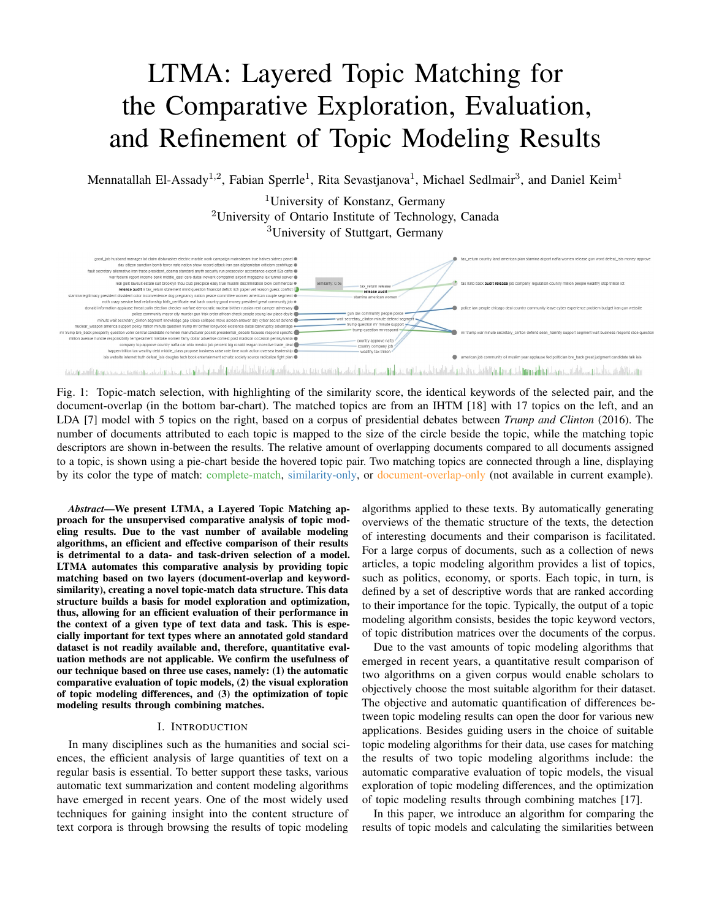# LTMA: Layered Topic Matching for the Comparative Exploration, Evaluation, and Refinement of Topic Modeling Results

Mennatallah El-Assady[1,2], Fabian Sperrle[1], Rita Sevastjanova[1], Michael Sedlmair[3], and Daniel Keim[1]

[1]University of Konstanz, Germany
[2]University of Ontario Institute of Technology, Canada
[3]University of Stuttgart, Germany

Fig. 1: Topic-match selection, with highlighting of the similarity score, the identical keywords of the selected pair, and the document-overlap (in the bottom bar-chart). The matched topics are from an IHTM [18] with 17 topics on the left, and an LDA [7] model with 5 topics on the right, based on a corpus of presidential debates between *Trump and Clinton* (2016). The number of documents attributed to each topic is mapped to the size of the circle beside the topic, while the matching topic descriptors are shown in-between the results. The relative amount of overlapping documents compared to all documents assigned to a topic, is shown using a pie-chart beside the hovered topic pair. Two matching topics are connected through a line, displaying by its color the type of match: complete-match, similarity-only, or document-overlap-only (not available in current example).

***Abstract*—We present LTMA, a Layered Topic Matching approach for the unsupervised comparative analysis of topic modeling results. Due to the vast number of available modeling algorithms, an efficient and effective comparison of their results is detrimental to a data- and task-driven selection of a model. LTMA automates this comparative analysis by providing topic matching based on two layers (document-overlap and keyword-similarity), creating a novel topic-match data structure. This data structure builds a basis for model exploration and optimization, thus, allowing for an efficient evaluation of their performance in the context of a given type of text data and task. This is especially important for text types where an annotated gold standard dataset is not readily available and, therefore, quantitative evaluation methods are not applicable. We confirm the usefulness of our technique based on three use cases, namely: (1) the automatic comparative evaluation of topic models, (2) the visual exploration of topic modeling differences, and (3) the optimization of topic modeling results through combining matches.**

## I. Introduction

In many disciplines such as the humanities and social sciences, the efficient analysis of large quantities of text on a regular basis is essential. To better support these tasks, various automatic text summarization and content modeling algorithms have emerged in recent years. One of the most widely used techniques for gaining insight into the content structure of text corpora is through browsing the results of topic modeling algorithms applied to these texts. By automatically generating overviews of the thematic structure of the texts, the detection of interesting documents and their comparison is facilitated. For a large corpus of documents, such as a collection of news articles, a topic modeling algorithm provides a list of topics, such as politics, economy, or sports. Each topic, in turn, is defined by a set of descriptive words that are ranked according to their importance for the topic. Typically, the output of a topic modeling algorithm consists, besides the topic keyword vectors, of topic distribution matrices over the documents of the corpus.

Due to the vast amounts of topic modeling algorithms that emerged in recent years, a quantitative result comparison of two algorithms on a given corpus would enable scholars to objectively choose the most suitable algorithm for their dataset. The objective and automatic quantification of differences between topic modeling results can open the door for various new applications. Besides guiding users in the choice of suitable topic modeling algorithms for their data, use cases for matching the results of two topic modeling algorithms include: the automatic comparative evaluation of topic models, the visual exploration of topic modeling differences, and the optimization of topic modeling results through combining matches [17].

In this paper, we introduce an algorithm for comparing the results of topic models and calculating the similarities between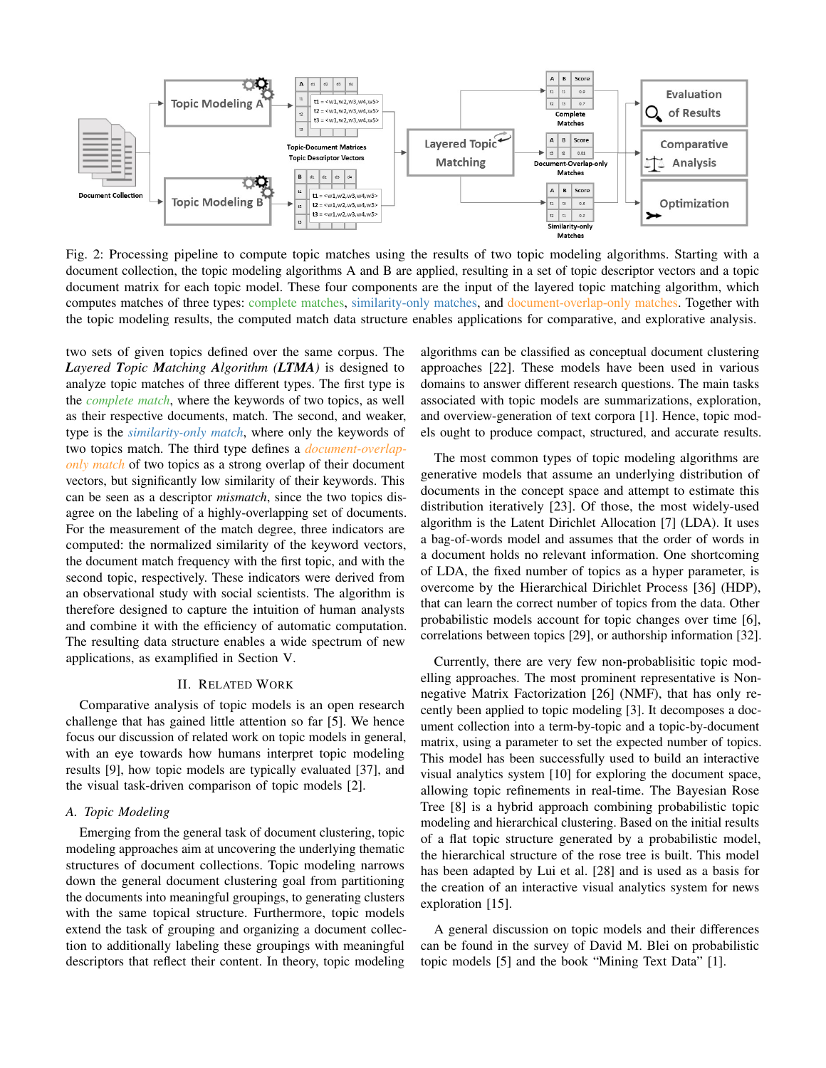Fig. 2: Processing pipeline to compute topic matches using the results of two topic modeling algorithms. Starting with a document collection, the topic modeling algorithms A and B are applied, resulting in a set of topic descriptor vectors and a topic document matrix for each topic model. These four components are the input of the layered topic matching algorithm, which computes matches of three types: complete matches, similarity-only matches, and document-overlap-only matches. Together with the topic modeling results, the computed match data structure enables applications for comparative, and explorative analysis.

two sets of given topics defined over the same corpus. The ***Layered Topic Matching Algorithm (LTMA)*** is designed to analyze topic matches of three different types. The first type is the *complete match*, where the keywords of two topics, as well as their respective documents, match. The second, and weaker, type is the *similarity-only match*, where only the keywords of two topics match. The third type defines a *document-overlap-only match* of two topics as a strong overlap of their document vectors, but significantly low similarity of their keywords. This can be seen as a descriptor *mismatch*, since the two topics disagree on the labeling of a highly-overlapping set of documents. For the measurement of the match degree, three indicators are computed: the normalized similarity of the keyword vectors, the document match frequency with the first topic, and with the second topic, respectively. These indicators were derived from an observational study with social scientists. The algorithm is therefore designed to capture the intuition of human analysts and combine it with the efficiency of automatic computation. The resulting data structure enables a wide spectrum of new applications, as examplified in Section V.

## II. Related Work

Comparative analysis of topic models is an open research challenge that has gained little attention so far [5]. We hence focus our discussion of related work on topic models in general, with an eye towards how humans interpret topic modeling results [9], how topic models are typically evaluated [37], and the visual task-driven comparison of topic models [2].

### A. Topic Modeling

Emerging from the general task of document clustering, topic modeling approaches aim at uncovering the underlying thematic structures of document collections. Topic modeling narrows down the general document clustering goal from partitioning the documents into meaningful groupings, to generating clusters with the same topical structure. Furthermore, topic models extend the task of grouping and organizing a document collection to additionally labeling these groupings with meaningful descriptors that reflect their content. In theory, topic modeling algorithms can be classified as conceptual document clustering approaches [22]. These models have been used in various domains to answer different research questions. The main tasks associated with topic models are summarizations, exploration, and overview-generation of text corpora [1]. Hence, topic models ought to produce compact, structured, and accurate results.

The most common types of topic modeling algorithms are generative models that assume an underlying distribution of documents in the concept space and attempt to estimate this distribution iteratively [23]. Of those, the most widely-used algorithm is the Latent Dirichlet Allocation [7] (LDA). It uses a bag-of-words model and assumes that the order of words in a document holds no relevant information. One shortcoming of LDA, the fixed number of topics as a hyper parameter, is overcome by the Hierarchical Dirichlet Process [36] (HDP), that can learn the correct number of topics from the data. Other probabilistic models account for topic changes over time [6], correlations between topics [29], or authorship information [32].

Currently, there are very few non-probablisitic topic modelling approaches. The most prominent representative is Non-negative Matrix Factorization [26] (NMF), that has only recently been applied to topic modeling [3]. It decomposes a document collection into a term-by-topic and a topic-by-document matrix, using a parameter to set the expected number of topics. This model has been successfully used to build an interactive visual analytics system [10] for exploring the document space, allowing topic refinements in real-time. The Bayesian Rose Tree [8] is a hybrid approach combining probabilistic topic modeling and hierarchical clustering. Based on the initial results of a flat topic structure generated by a probabilistic model, the hierarchical structure of the rose tree is built. This model has been adapted by Lui et al. [28] and is used as a basis for the creation of an interactive visual analytics system for news exploration [15].

A general discussion on topic models and their differences can be found in the survey of David M. Blei on probabilistic topic models [5] and the book "Mining Text Data" [1].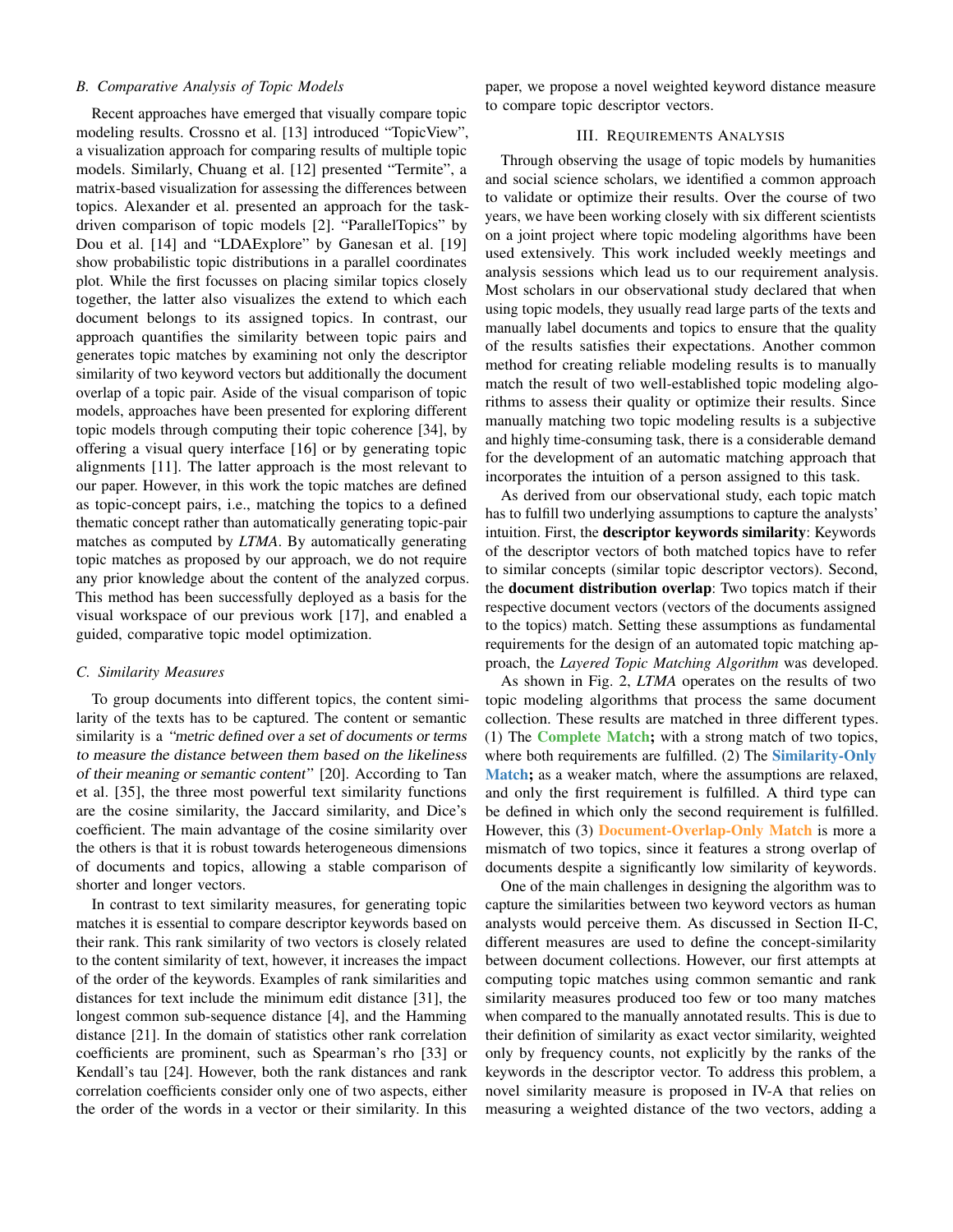### B. Comparative Analysis of Topic Models

Recent approaches have emerged that visually compare topic modeling results. Crossno et al. [13] introduced "TopicView", a visualization approach for comparing results of multiple topic models. Similarly, Chuang et al. [12] presented "Termite", a matrix-based visualization for assessing the differences between topics. Alexander et al. presented an approach for the task-driven comparison of topic models [2]. "ParallelTopics" by Dou et al. [14] and "LDAExplore" by Ganesan et al. [19] show probabilistic topic distributions in a parallel coordinates plot. While the first focusses on placing similar topics closely together, the latter also visualizes the extend to which each document belongs to its assigned topics. In contrast, our approach quantifies the similarity between topic pairs and generates topic matches by examining not only the descriptor similarity of two keyword vectors but additionally the document overlap of a topic pair. Aside of the visual comparison of topic models, approaches have been presented for exploring different topic models through computing their topic coherence [34], by offering a visual query interface [16] or by generating topic alignments [11]. The latter approach is the most relevant to our paper. However, in this work the topic matches are defined as topic-concept pairs, i.e., matching the topics to a defined thematic concept rather than automatically generating topic-pair matches as computed by *LTMA*. By automatically generating topic matches as proposed by our approach, we do not require any prior knowledge about the content of the analyzed corpus. This method has been successfully deployed as a basis for the visual workspace of our previous work [17], and enabled a guided, comparative topic model optimization.

### C. Similarity Measures

To group documents into different topics, the content similarity of the texts has to be captured. The content or semantic similarity is a *"metric defined over a set of documents or terms to measure the distance between them based on the likeliness of their meaning or semantic content"* [20]. According to Tan et al. [35], the three most powerful text similarity functions are the cosine similarity, the Jaccard similarity, and Dice's coefficient. The main advantage of the cosine similarity over the others is that it is robust towards heterogeneous dimensions of documents and topics, allowing a stable comparison of shorter and longer vectors.

In contrast to text similarity measures, for generating topic matches it is essential to compare descriptor keywords based on their rank. This rank similarity of two vectors is closely related to the content similarity of text, however, it increases the impact of the order of the keywords. Examples of rank similarities and distances for text include the minimum edit distance [31], the longest common sub-sequence distance [4], and the Hamming distance [21]. In the domain of statistics other rank correlation coefficients are prominent, such as Spearman's rho [33] or Kendall's tau [24]. However, both the rank distances and rank correlation coefficients consider only one of two aspects, either the order of the words in a vector or their similarity. In this paper, we propose a novel weighted keyword distance measure to compare topic descriptor vectors.

## III. Requirements Analysis

Through observing the usage of topic models by humanities and social science scholars, we identified a common approach to validate or optimize their results. Over the course of two years, we have been working closely with six different scientists on a joint project where topic modeling algorithms have been used extensively. This work included weekly meetings and analysis sessions which lead us to our requirement analysis. Most scholars in our observational study declared that when using topic models, they usually read large parts of the texts and manually label documents and topics to ensure that the quality of the results satisfies their expectations. Another common method for creating reliable modeling results is to manually match the result of two well-established topic modeling algorithms to assess their quality or optimize their results. Since manually matching two topic modeling results is a subjective and highly time-consuming task, there is a considerable demand for the development of an automatic matching approach that incorporates the intuition of a person assigned to this task.

As derived from our observational study, each topic match has to fulfill two underlying assumptions to capture the analysts' intuition. First, the **descriptor keywords similarity**: Keywords of the descriptor vectors of both matched topics have to refer to similar concepts (similar topic descriptor vectors). Second, the **document distribution overlap**: Two topics match if their respective document vectors (vectors of the documents assigned to the topics) match. Setting these assumptions as fundamental requirements for the design of an automated topic matching approach, the *Layered Topic Matching Algorithm* was developed.

As shown in Fig. 2, *LTMA* operates on the results of two topic modeling algorithms that process the same document collection. These results are matched in three different types. (1) The **Complete Match;** with a strong match of two topics, where both requirements are fulfilled. (2) The **Similarity-Only Match;** as a weaker match, where the assumptions are relaxed, and only the first requirement is fulfilled. A third type can be defined in which only the second requirement is fulfilled. However, this (3) **Document-Overlap-Only Match** is more a mismatch of two topics, since it features a strong overlap of documents despite a significantly low similarity of keywords.

One of the main challenges in designing the algorithm was to capture the similarities between two keyword vectors as human analysts would perceive them. As discussed in Section II-C, different measures are used to define the concept-similarity between document collections. However, our first attempts at computing topic matches using common semantic and rank similarity measures produced too few or too many matches when compared to the manually annotated results. This is due to their definition of similarity as exact vector similarity, weighted only by frequency counts, not explicitly by the ranks of the keywords in the descriptor vector. To address this problem, a novel similarity measure is proposed in IV-A that relies on measuring a weighted distance of the two vectors, adding a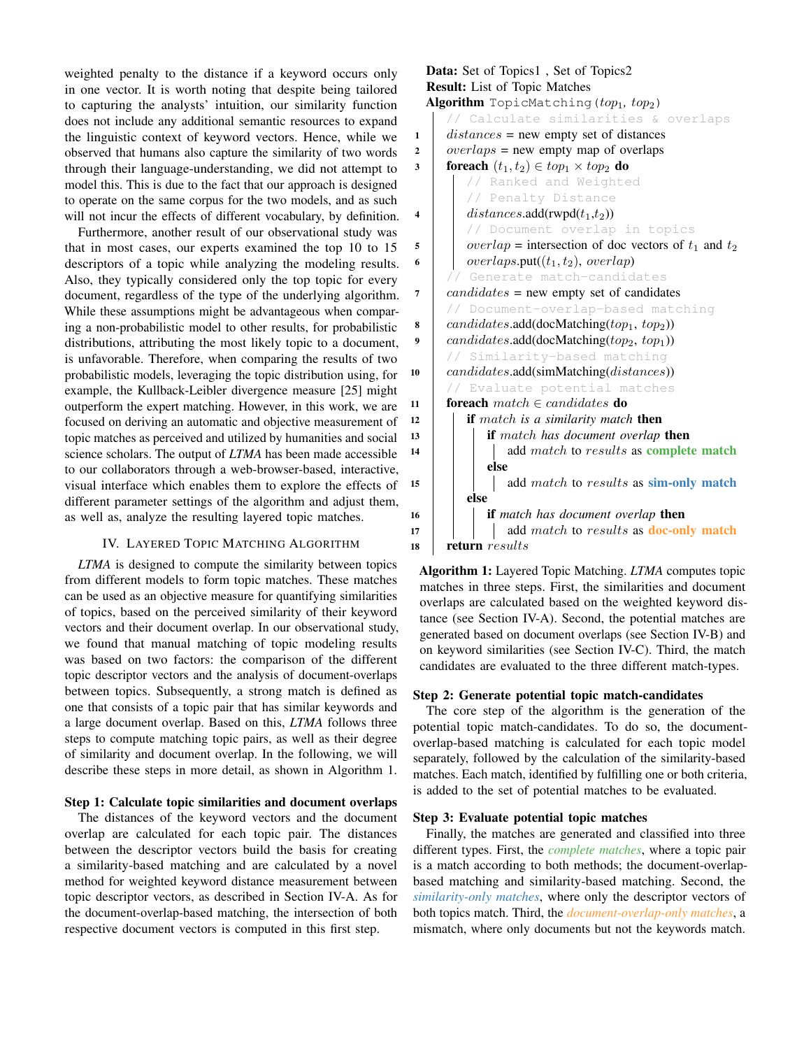weighted penalty to the distance if a keyword occurs only in one vector. It is worth noting that despite being tailored to capturing the analysts' intuition, our similarity function does not include any additional semantic resources to expand the linguistic context of keyword vectors. Hence, while we observed that humans also capture the similarity of two words through their language-understanding, we did not attempt to model this. This is due to the fact that our approach is designed to operate on the same corpus for the two models, and as such will not incur the effects of different vocabulary, by definition.

Furthermore, another result of our observational study was that in most cases, our experts examined the top 10 to 15 descriptors of a topic while analyzing the modeling results. Also, they typically considered only the top topic for every document, regardless of the type of the underlying algorithm. While these assumptions might be advantageous when comparing a non-probabilistic model to other results, for probabilistic distributions, attributing the most likely topic to a document, is unfavorable. Therefore, when comparing the results of two probabilistic models, leveraging the topic distribution using, for example, the Kullback-Leibler divergence measure [25] might outperform the expert matching. However, in this work, we are focused on deriving an automatic and objective measurement of topic matches as perceived and utilized by humanities and social science scholars. The output of *LTMA* has been made accessible to our collaborators through a web-browser-based, interactive, visual interface which enables them to explore the effects of different parameter settings of the algorithm and adjust them, as well as, analyze the resulting layered topic matches.

## IV. Layered Topic Matching Algorithm

*LTMA* is designed to compute the similarity between topics from different models to form topic matches. These matches can be used as an objective measure for quantifying similarities of topics, based on the perceived similarity of their keyword vectors and their document overlap. In our observational study, we found that manual matching of topic modeling results was based on two factors: the comparison of the different topic descriptor vectors and the analysis of document-overlaps between topics. Subsequently, a strong match is defined as one that consists of a topic pair that has similar keywords and a large document overlap. Based on this, *LTMA* follows three steps to compute matching topic pairs, as well as their degree of similarity and document overlap. In the following, we will describe these steps in more detail, as shown in Algorithm 1.

**Step 1: Calculate topic similarities and document overlaps**

The distances of the keyword vectors and the document overlap are calculated for each topic pair. The distances between the descriptor vectors build the basis for creating a similarity-based matching and are calculated by a novel method for weighted keyword distance measurement between topic descriptor vectors, as described in Section IV-A. As for the document-overlap-based matching, the intersection of both respective document vectors is computed in this first step.

```
Data: Set of Topics1 , Set of Topics2
Result: List of Topic Matches
Algorithm TopicMatching(top1, top2)
      // Calculate similarities & overlaps
1     distances = new empty set of distances
2     overlaps = new empty map of overlaps
3     foreach (t1, t2) ∈ top1 × top2 do
          // Ranked and Weighted
          // Penalty Distance
4         distances.add(rwpd(t1,t2))
          // Document overlap in topics
5         overlap = intersection of doc vectors of t1 and t2
6         overlaps.put((t1, t2), overlap)
      // Generate match-candidates
7     candidates = new empty set of candidates
      // Document-overlap-based matching
8     candidates.add(docMatching(top1, top2))
9     candidates.add(docMatching(top2, top1))
      // Similarity-based matching
10    candidates.add(simMatching(distances))
      // Evaluate potential matches
11    foreach match ∈ candidates do
12        if match is a similarity match then
13            if match has document overlap then
14                add match to results as complete match
              else
15                add match to results as sim-only match
          else
16            if match has document overlap then
17                add match to results as doc-only match
18    return results
```

**Algorithm 1:** Layered Topic Matching. *LTMA* computes topic matches in three steps. First, the similarities and document overlaps are calculated based on the weighted keyword distance (see Section IV-A). Second, the potential matches are generated based on document overlaps (see Section IV-B) and on keyword similarities (see Section IV-C). Third, the match candidates are evaluated to the three different match-types.

**Step 2: Generate potential topic match-candidates**

The core step of the algorithm is the generation of the potential topic match-candidates. To do so, the document-overlap-based matching is calculated for each topic model separately, followed by the calculation of the similarity-based matches. Each match, identified by fulfilling one or both criteria, is added to the set of potential matches to be evaluated.

**Step 3: Evaluate potential topic matches**

Finally, the matches are generated and classified into three different types. First, the *complete matches*, where a topic pair is a match according to both methods; the document-overlap-based matching and similarity-based matching. Second, the *similarity-only matches*, where only the descriptor vectors of both topics match. Third, the *document-overlap-only matches*, a mismatch, where only documents but not the keywords match.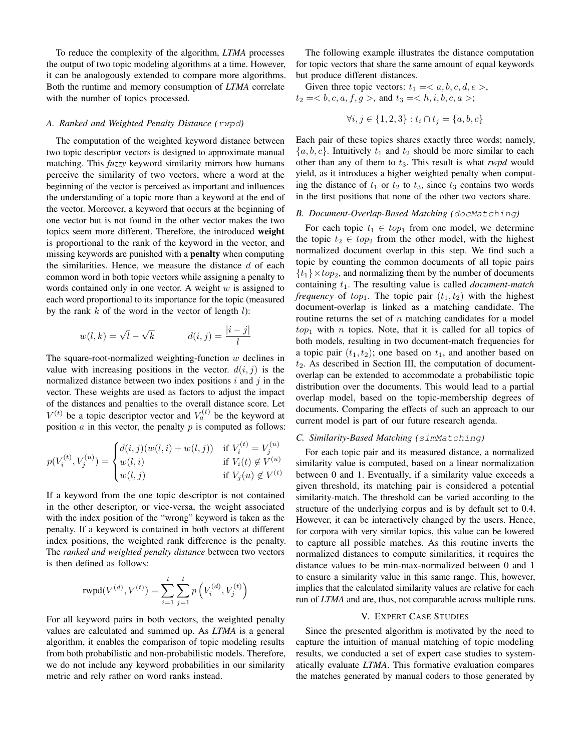To reduce the complexity of the algorithm, *LTMA* processes the output of two topic modeling algorithms at a time. However, it can be analogously extended to compare more algorithms. Both the runtime and memory consumption of *LTMA* correlate with the number of topics processed.

### A. Ranked and Weighted Penalty Distance (`rwpd`)

The computation of the weighted keyword distance between two topic descriptor vectors is designed to approximate manual matching. This *fuzzy* keyword similarity mirrors how humans perceive the similarity of two vectors, where a word at the beginning of the vector is perceived as important and influences the understanding of a topic more than a keyword at the end of the vector. Moreover, a keyword that occurs at the beginning of one vector but is not found in the other vector makes the two topics seem more different. Therefore, the introduced **weight** is proportional to the rank of the keyword in the vector, and missing keywords are punished with a **penalty** when computing the similarities. Hence, we measure the distance $d$ of each common word in both topic vectors while assigning a penalty to words contained only in one vector. A weight $w$ is assigned to each word proportional to its importance for the topic (measured by the rank $k$ of the word in the vector of length $l$):

$$w(l,k) = \sqrt{l} - \sqrt{k} \qquad\qquad d(i,j) = \frac{|i-j|}{l}$$

The square-root-normalized weighting-function $w$ declines in value with increasing positions in the vector. $d(i,j)$ is the normalized distance between two index positions $i$ and $j$ in the vector. These weights are used as factors to adjust the impact of the distances and penalties to the overall distance score. Let $V^{(t)}$ be a topic descriptor vector and $V_a^{(t)}$ be the keyword at position $a$ in this vector, the penalty $p$ is computed as follows:

$$p(V_i^{(t)}, V_j^{(u)}) = \begin{cases} d(i,j)(w(l,i) + w(l,j)) & \text{if } V_i^{(t)} = V_j^{(u)} \\ w(l,i) & \text{if } V_i(t) \notin V^{(u)} \\ w(l,j) & \text{if } V_j(u) \notin V^{(t)} \end{cases}$$

If a keyword from the one topic descriptor is not contained in the other descriptor, or vice-versa, the weight associated with the index position of the "wrong" keyword is taken as the penalty. If a keyword is contained in both vectors at different index positions, the weighted rank difference is the penalty. The *ranked and weighted penalty distance* between two vectors is then defined as follows:

$$\text{rwpd}(V^{(d)}, V^{(t)}) = \sum_{i=1}^{l} \sum_{j=1}^{l} p\left(V_i^{(d)}, V_j^{(t)}\right)$$

For all keyword pairs in both vectors, the weighted penalty values are calculated and summed up. As *LTMA* is a general algorithm, it enables the comparison of topic modeling results from both probabilistic and non-probabilistic models. Therefore, we do not include any keyword probabilities in our similarity metric and rely rather on word ranks instead.

The following example illustrates the distance computation for topic vectors that share the same amount of equal keywords but produce different distances.

Given three topic vectors: $t_1 = < a, b, c, d, e >$, $t_2 = < b, c, a, f, g >$, and $t_3 = < h, i, b, c, a >$;

$$\forall i, j \in \{1, 2, 3\} : t_i \cap t_j = \{a, b, c\}$$

Each pair of these topics shares exactly three words; namely, $\{a, b, c\}$. Intuitively $t_1$ and $t_2$ should be more similar to each other than any of them to $t_3$. This result is what *rwpd* would yield, as it introduces a higher weighted penalty when computing the distance of $t_1$ or $t_2$ to $t_3$, since $t_3$ contains two words in the first positions that none of the other two vectors share.

### B. Document-Overlap-Based Matching (`docMatching`)

For each topic $t_1 \in top_1$ from one model, we determine the topic $t_2 \in top_2$ from the other model, with the highest normalized document overlap in this step. We find such a topic by counting the common documents of all topic pairs $\{t_1\} \times top_2$, and normalizing them by the number of documents containing $t_1$. The resulting value is called *document-match frequency* of $top_1$. The topic pair $(t_1, t_2)$ with the highest document-overlap is linked as a matching candidate. The routine returns the set of $n$ matching candidates for a model $top_1$ with $n$ topics. Note, that it is called for all topics of both models, resulting in two document-match frequencies for a topic pair $(t_1, t_2)$; one based on $t_1$, and another based on $t_2$. As described in Section III, the computation of document-overlap can be extended to accommodate a probabilistic topic distribution over the documents. This would lead to a partial overlap model, based on the topic-membership degrees of documents. Comparing the effects of such an approach to our current model is part of our future research agenda.

### C. Similarity-Based Matching (`simMatching`)

For each topic pair and its measured distance, a normalized similarity value is computed, based on a linear normalization between 0 and 1. Eventually, if a similarity value exceeds a given threshold, its matching pair is considered a potential similarity-match. The threshold can be varied according to the structure of the underlying corpus and is by default set to 0.4. However, it can be interactively changed by the users. Hence, for corpora with very similar topics, this value can be lowered to capture all possible matches. As this routine inverts the normalized distances to compute similarities, it requires the distance values to be min-max-normalized between 0 and 1 to ensure a similarity value in this same range. This, however, implies that the calculated similarity values are relative for each run of *LTMA* and are, thus, not comparable across multiple runs.

## V. Expert Case Studies

Since the presented algorithm is motivated by the need to capture the intuition of manual matching of topic modeling results, we conducted a set of expert case studies to systematically evaluate *LTMA*. This formative evaluation compares the matches generated by manual coders to those generated by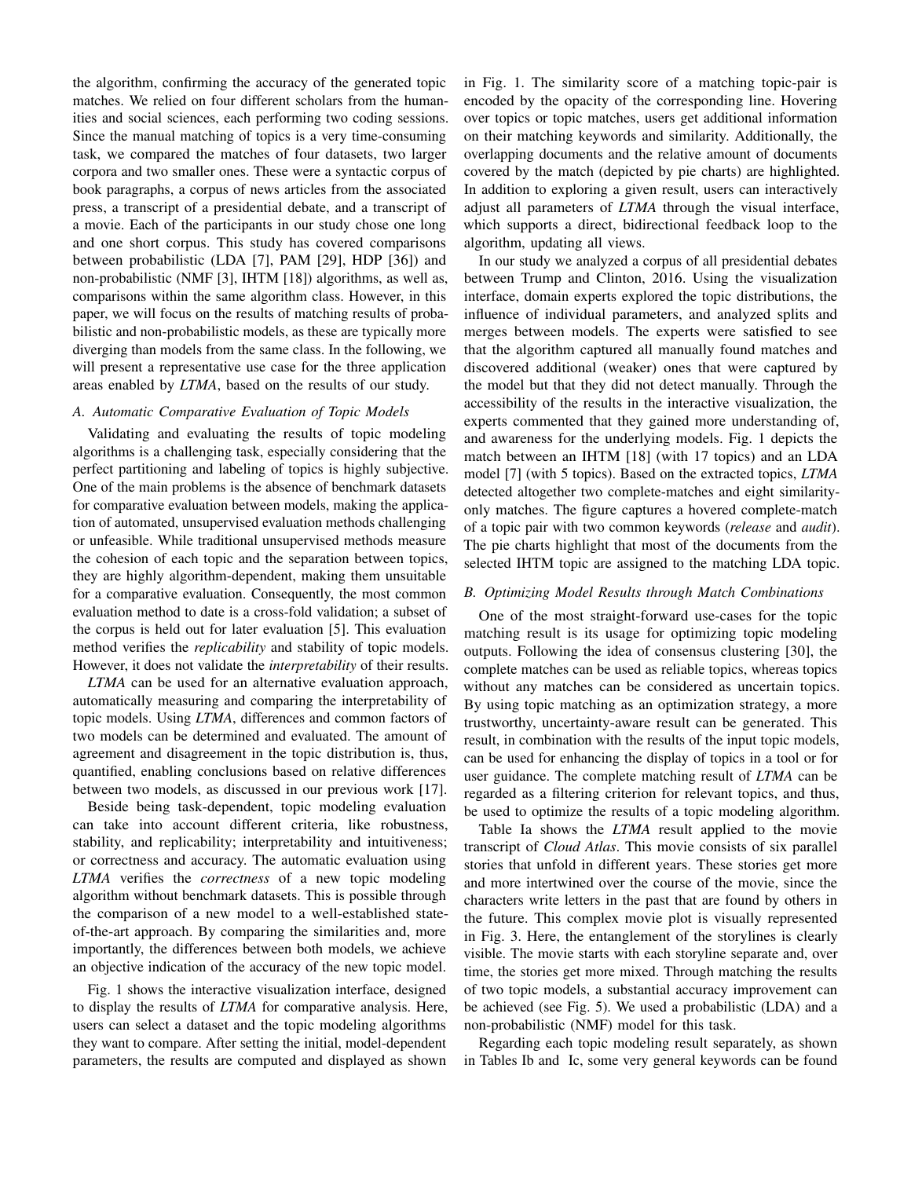the algorithm, confirming the accuracy of the generated topic matches. We relied on four different scholars from the humanities and social sciences, each performing two coding sessions. Since the manual matching of topics is a very time-consuming task, we compared the matches of four datasets, two larger corpora and two smaller ones. These were a syntactic corpus of book paragraphs, a corpus of news articles from the associated press, a transcript of a presidential debate, and a transcript of a movie. Each of the participants in our study chose one long and one short corpus. This study has covered comparisons between probabilistic (LDA [7], PAM [29], HDP [36]) and non-probabilistic (NMF [3], IHTM [18]) algorithms, as well as, comparisons within the same algorithm class. However, in this paper, we will focus on the results of matching results of probabilistic and non-probabilistic models, as these are typically more diverging than models from the same class. In the following, we will present a representative use case for the three application areas enabled by *LTMA*, based on the results of our study.

### *A. Automatic Comparative Evaluation of Topic Models*

Validating and evaluating the results of topic modeling algorithms is a challenging task, especially considering that the perfect partitioning and labeling of topics is highly subjective. One of the main problems is the absence of benchmark datasets for comparative evaluation between models, making the application of automated, unsupervised evaluation methods challenging or unfeasible. While traditional unsupervised methods measure the cohesion of each topic and the separation between topics, they are highly algorithm-dependent, making them unsuitable for a comparative evaluation. Consequently, the most common evaluation method to date is a cross-fold validation; a subset of the corpus is held out for later evaluation [5]. This evaluation method verifies the *replicability* and stability of topic models. However, it does not validate the *interpretability* of their results.

*LTMA* can be used for an alternative evaluation approach, automatically measuring and comparing the interpretability of topic models. Using *LTMA*, differences and common factors of two models can be determined and evaluated. The amount of agreement and disagreement in the topic distribution is, thus, quantified, enabling conclusions based on relative differences between two models, as discussed in our previous work [17].

Beside being task-dependent, topic modeling evaluation can take into account different criteria, like robustness, stability, and replicability; interpretability and intuitiveness; or correctness and accuracy. The automatic evaluation using *LTMA* verifies the *correctness* of a new topic modeling algorithm without benchmark datasets. This is possible through the comparison of a new model to a well-established state-of-the-art approach. By comparing the similarities and, more importantly, the differences between both models, we achieve an objective indication of the accuracy of the new topic model.

Fig. 1 shows the interactive visualization interface, designed to display the results of *LTMA* for comparative analysis. Here, users can select a dataset and the topic modeling algorithms they want to compare. After setting the initial, model-dependent parameters, the results are computed and displayed as shown in Fig. 1. The similarity score of a matching topic-pair is encoded by the opacity of the corresponding line. Hovering over topics or topic matches, users get additional information on their matching keywords and similarity. Additionally, the overlapping documents and the relative amount of documents covered by the match (depicted by pie charts) are highlighted. In addition to exploring a given result, users can interactively adjust all parameters of *LTMA* through the visual interface, which supports a direct, bidirectional feedback loop to the algorithm, updating all views.

In our study we analyzed a corpus of all presidential debates between Trump and Clinton, 2016. Using the visualization interface, domain experts explored the topic distributions, the influence of individual parameters, and analyzed splits and merges between models. The experts were satisfied to see that the algorithm captured all manually found matches and discovered additional (weaker) ones that were captured by the model but that they did not detect manually. Through the accessibility of the results in the interactive visualization, the experts commented that they gained more understanding of, and awareness for the underlying models. Fig. 1 depicts the match between an IHTM [18] (with 17 topics) and an LDA model [7] (with 5 topics). Based on the extracted topics, *LTMA* detected altogether two complete-matches and eight similarity-only matches. The figure captures a hovered complete-match of a topic pair with two common keywords (*release* and *audit*). The pie charts highlight that most of the documents from the selected IHTM topic are assigned to the matching LDA topic.

### *B. Optimizing Model Results through Match Combinations*

One of the most straight-forward use-cases for the topic matching result is its usage for optimizing topic modeling outputs. Following the idea of consensus clustering [30], the complete matches can be used as reliable topics, whereas topics without any matches can be considered as uncertain topics. By using topic matching as an optimization strategy, a more trustworthy, uncertainty-aware result can be generated. This result, in combination with the results of the input topic models, can be used for enhancing the display of topics in a tool or for user guidance. The complete matching result of *LTMA* can be regarded as a filtering criterion for relevant topics, and thus, be used to optimize the results of a topic modeling algorithm.

Table Ia shows the *LTMA* result applied to the movie transcript of *Cloud Atlas*. This movie consists of six parallel stories that unfold in different years. These stories get more and more intertwined over the course of the movie, since the characters write letters in the past that are found by others in the future. This complex movie plot is visually represented in Fig. 3. Here, the entanglement of the storylines is clearly visible. The movie starts with each storyline separate and, over time, the stories get more mixed. Through matching the results of two topic models, a substantial accuracy improvement can be achieved (see Fig. 5). We used a probabilistic (LDA) and a non-probabilistic (NMF) model for this task.

Regarding each topic modeling result separately, as shown in Tables Ib and Ic, some very general keywords can be found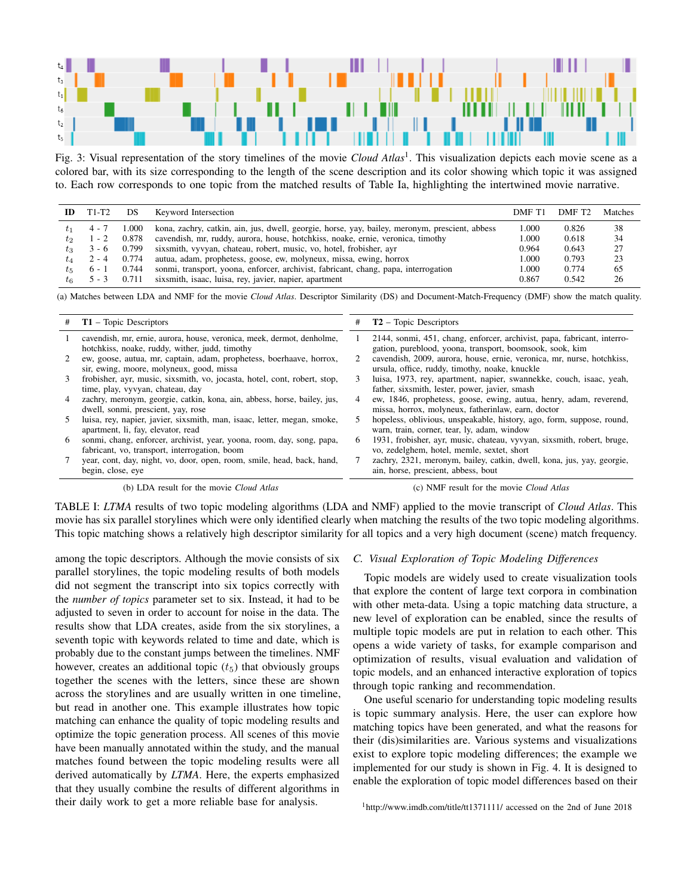Fig. 3: Visual representation of the story timelines of the movie *Cloud Atlas*[1]. This visualization depicts each movie scene as a colored bar, with its size corresponding to the length of the scene description and its color showing which topic it was assigned to. Each row corresponds to one topic from the matched results of Table Ia, highlighting the intertwined movie narrative.

| ID | T1-T2 | DS | Keyword Intersection | DMF T1 | DMF T2 | Matches |
|---|---|---|---|---|---|---|
| $t_1$ | 4 - 7 | 1.000 | kona, zachry, catkin, ain, jus, dwell, georgie, horse, yay, bailey, meronym, prescient, abbess | 1.000 | 0.826 | 38 |
| $t_2$ | 1 - 2 | 0.878 | cavendish, mr, ruddy, aurora, house, hotchkiss, noake, ernie, veronica, timothy | 1.000 | 0.618 | 34 |
| $t_3$ | 3 - 6 | 0.799 | sixsmith, vyvyan, chateau, robert, music, vo, hotel, frobisher, ayr | 0.964 | 0.643 | 27 |
| $t_4$ | 2 - 4 | 0.774 | autua, adam, prophetess, goose, ew, molyneux, missa, ewing, horrox | 1.000 | 0.793 | 23 |
| $t_5$ | 6 - 1 | 0.744 | sonmi, transport, yoona, enforcer, archivist, fabricant, chang, papa, interrogation | 1.000 | 0.774 | 65 |
| $t_6$ | 5 - 3 | 0.711 | sixsmith, isaac, luisa, rey, javier, napier, apartment | 0.867 | 0.542 | 26 |

(a) Matches between LDA and NMF for the movie *Cloud Atlas*. Descriptor Similarity (DS) and Document-Match-Frequency (DMF) show the match quality.

| # | **T1** – Topic Descriptors |
|---|---|
| 1 | cavendish, mr, ernie, aurora, house, veronica, meek, dermot, denholme, hotchkiss, noake, ruddy, wither, judd, timothy |
| 2 | ew, goose, autua, mr, captain, adam, prophetess, boerhaave, horrox, sir, ewing, moore, molyneux, good, missa |
| 3 | frobisher, ayr, music, sixsmith, vo, jocasta, hotel, cont, robert, stop, time, play, vyvyan, chateau, day |
| 4 | zachry, meronym, georgie, catkin, kona, ain, abbess, horse, bailey, jus, dwell, sonmi, prescient, yay, rose |
| 5 | luisa, rey, napier, javier, sixsmith, man, isaac, letter, megan, smoke, apartment, li, fay, elevator, read |
| 6 | sonmi, chang, enforcer, archivist, year, yoona, room, day, song, papa, fabricant, vo, transport, interrogation, boom |
| 7 | year, cont, day, night, vo, door, open, room, smile, head, back, hand, begin, close, eye |

(b) LDA result for the movie *Cloud Atlas*

| # | **T2** – Topic Descriptors |
|---|---|
| 1 | 2144, sonmi, 451, chang, enforcer, archivist, papa, fabricant, interrogation, pureblood, yoona, transport, boomsook, sook, kim |
| 2 | cavendish, 2009, aurora, house, ernie, veronica, mr, nurse, hotchkiss, ursula, office, ruddy, timothy, noake, knuckle |
| 3 | luisa, 1973, rey, apartment, napier, swannekke, couch, isaac, yeah, father, sixsmith, lester, power, javier, smash |
| 4 | ew, 1846, prophetess, goose, ewing, autua, henry, adam, reverend, missa, horrox, molyneux, fatherinlaw, earn, doctor |
| 5 | hopeless, oblivious, unspeakable, history, ago, form, suppose, round, warn, train, corner, tear, ly, adam, window |
| 6 | 1931, frobisher, ayr, music, chateau, vyvyan, sixsmith, robert, bruge, vo, zedelghem, hotel, memle, sextet, short |
| 7 | zachry, 2321, meronym, bailey, catkin, dwell, kona, jus, yay, georgie, ain, horse, prescient, abbess, bout |

(c) NMF result for the movie *Cloud Atlas*

TABLE I: *LTMA* results of two topic modeling algorithms (LDA and NMF) applied to the movie transcript of *Cloud Atlas*. This movie has six parallel storylines which were only identified clearly when matching the results of the two topic modeling algorithms. This topic matching shows a relatively high descriptor similarity for all topics and a very high document (scene) match frequency.

among the topic descriptors. Although the movie consists of six parallel storylines, the topic modeling results of both models did not segment the transcript into six topics correctly with the *number of topics* parameter set to six. Instead, it had to be adjusted to seven in order to account for noise in the data. The results show that LDA creates, aside from the six storylines, a seventh topic with keywords related to time and date, which is probably due to the constant jumps between the timelines. NMF however, creates an additional topic ($t_5$) that obviously groups together the scenes with the letters, since these are shown across the storylines and are usually written in one timeline, but read in another one. This example illustrates how topic matching can enhance the quality of topic modeling results and optimize the topic generation process. All scenes of this movie have been manually annotated within the study, and the manual matches found between the topic modeling results were all derived automatically by *LTMA*. Here, the experts emphasized that they usually combine the results of different algorithms in their daily work to get a more reliable base for analysis.

### C. Visual Exploration of Topic Modeling Differences

Topic models are widely used to create visualization tools that explore the content of large text corpora in combination with other meta-data. Using a topic matching data structure, a new level of exploration can be enabled, since the results of multiple topic models are put in relation to each other. This opens a wide variety of tasks, for example comparison and optimization of results, visual evaluation and validation of topic models, and an enhanced interactive exploration of topics through topic ranking and recommendation.

One useful scenario for understanding topic modeling results is topic summary analysis. Here, the user can explore how matching topics have been generated, and what the reasons for their (dis)similarities are. Various systems and visualizations exist to explore topic modeling differences; the example we implemented for our study is shown in Fig. 4. It is designed to enable the exploration of topic model differences based on their

[1]http://www.imdb.com/title/tt1371111/ accessed on the 2nd of June 2018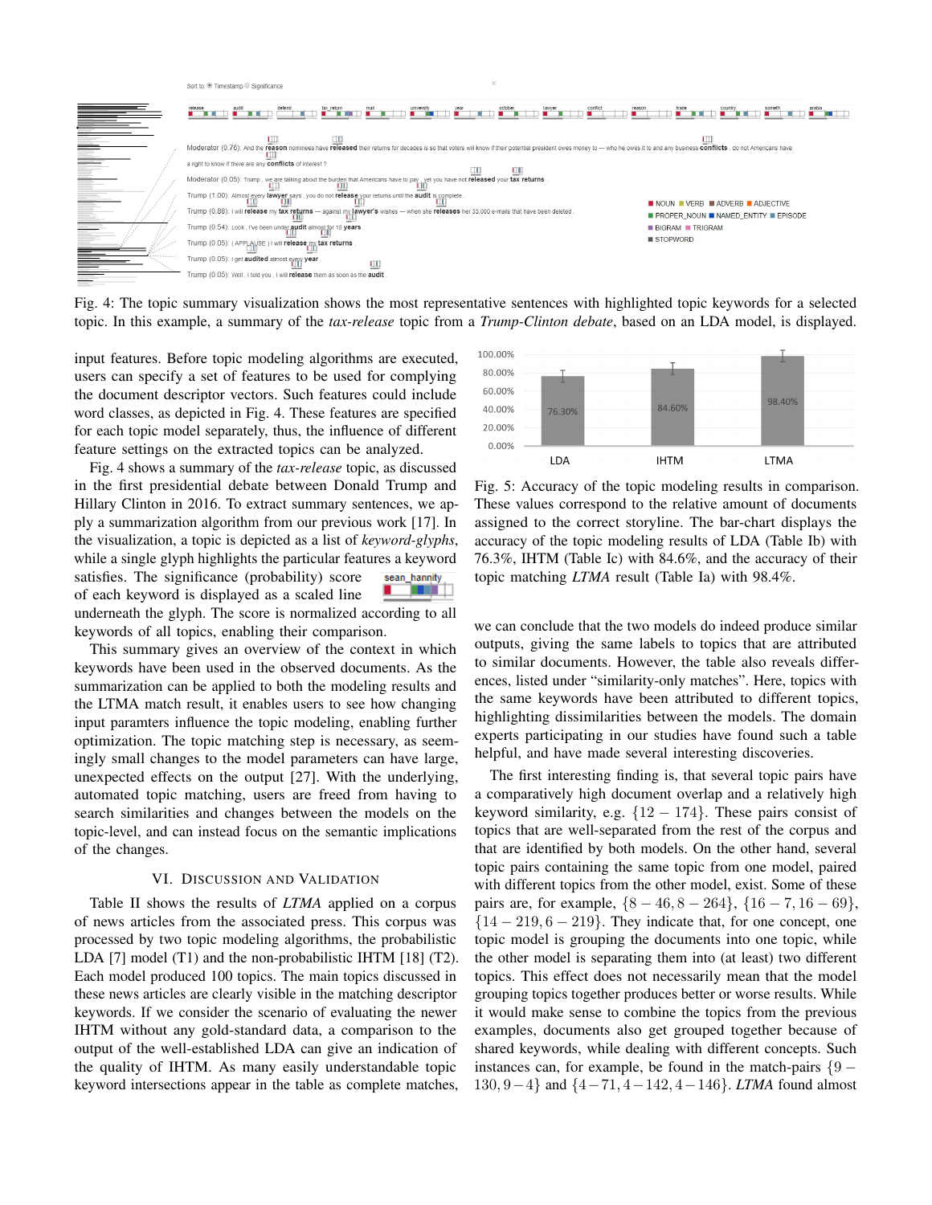Fig. 4: The topic summary visualization shows the most representative sentences with highlighted topic keywords for a selected topic. In this example, a summary of the *tax-release* topic from a *Trump-Clinton debate*, based on an LDA model, is displayed.

input features. Before topic modeling algorithms are executed, users can specify a set of features to be used for complying the document descriptor vectors. Such features could include word classes, as depicted in Fig. 4. These features are specified for each topic model separately, thus, the influence of different feature settings on the extracted topics can be analyzed.

Fig. 4 shows a summary of the *tax-release* topic, as discussed in the first presidential debate between Donald Trump and Hillary Clinton in 2016. To extract summary sentences, we apply a summarization algorithm from our previous work [17]. In the visualization, a topic is depicted as a list of *keyword-glyphs*, while a single glyph highlights the particular features a keyword satisfies. The significance (probability) score of each keyword is displayed as a scaled line underneath the glyph. The score is normalized according to all keywords of all topics, enabling their comparison.

This summary gives an overview of the context in which keywords have been used in the observed documents. As the summarization can be applied to both the modeling results and the LTMA match result, it enables users to see how changing input paramters influence the topic modeling, enabling further optimization. The topic matching step is necessary, as seemingly small changes to the model parameters can have large, unexpected effects on the output [27]. With the underlying, automated topic matching, users are freed from having to search similarities and changes between the models on the topic-level, and can instead focus on the semantic implications of the changes.

## VI. Discussion and Validation

Table II shows the results of *LTMA* applied on a corpus of news articles from the associated press. This corpus was processed by two topic modeling algorithms, the probabilistic LDA [7] model (T1) and the non-probabilistic IHTM [18] (T2). Each model produced 100 topics. The main topics discussed in these news articles are clearly visible in the matching descriptor keywords. If we consider the scenario of evaluating the newer IHTM without any gold-standard data, a comparison to the output of the well-established LDA can give an indication of the quality of IHTM. As many easily understandable topic keyword intersections appear in the table as complete matches,

Fig. 5: Accuracy of the topic modeling results in comparison. These values correspond to the relative amount of documents assigned to the correct storyline. The bar-chart displays the accuracy of the topic modeling results of LDA (Table Ib) with 76.3%, IHTM (Table Ic) with 84.6%, and the accuracy of their topic matching *LTMA* result (Table Ia) with 98.4%.

we can conclude that the two models do indeed produce similar outputs, giving the same labels to topics that are attributed to similar documents. However, the table also reveals differences, listed under "similarity-only matches". Here, topics with the same keywords have been attributed to different topics, highlighting dissimilarities between the models. The domain experts participating in our studies have found such a table helpful, and have made several interesting discoveries.

The first interesting finding is, that several topic pairs have a comparatively high document overlap and a relatively high keyword similarity, e.g. $\{12-174\}$. These pairs consist of topics that are well-separated from the rest of the corpus and that are identified by both models. On the other hand, several topic pairs containing the same topic from one model, paired with different topics from the other model, exist. Some of these pairs are, for example, $\{8-46, 8-264\}$, $\{16-7, 16-69\}$, $\{14-219, 6-219\}$. They indicate that, for one concept, one topic model is grouping the documents into one topic, while the other model is separating them into (at least) two different topics. This effect does not necessarily mean that the model grouping topics together produces better or worse results. While it would make sense to combine the topics from the previous examples, documents also get grouped together because of shared keywords, while dealing with different concepts. Such instances can, for example, be found in the match-pairs $\{9-130, 9-4\}$ and $\{4-71, 4-142, 4-146\}$. *LTMA* found almost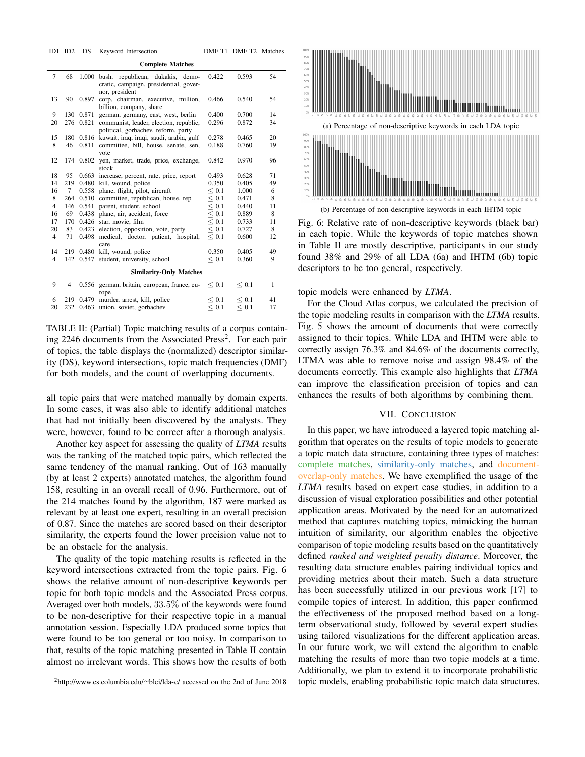| ID1 | ID2 | DS | Keyword Intersection | DMF T1 | DMF T2 | Matches |
|---|---|---|---|---|---|---|
| **Complete Matches** | | | | | | |
| 7 | 68 | 1.000 | bush, republican, dukakis, democratic, campaign, presidential, governor, president | 0.422 | 0.593 | 54 |
| 13 | 90 | 0.897 | corp, chairman, executive, million, billion, company, share | 0.466 | 0.540 | 54 |
| 9 | 130 | 0.871 | german, germany, east, west, berlin | 0.400 | 0.700 | 14 |
| 20 | 276 | 0.821 | communist, leader, election, republic, political, gorbachev, reform, party | 0.296 | 0.872 | 34 |
| 15 | 180 | 0.816 | kuwait, iraq, iraqi, saudi, arabia, gulf | 0.278 | 0.465 | 20 |
| 8 | 46 | 0.811 | committee, bill, house, senate, sen, vote | 0.188 | 0.760 | 19 |
| 12 | 174 | 0.802 | yen, market, trade, price, exchange, stock | 0.842 | 0.970 | 96 |
| 18 | 95 | 0.663 | increase, percent, rate, price, report | 0.493 | 0.628 | 71 |
| 14 | 219 | 0.480 | kill, wound, police | 0.350 | 0.405 | 49 |
| 16 | 7 | 0.558 | plane, flight, pilot, aircraft | $\leq 0.1$ | 1.000 | 6 |
| 8 | 264 | 0.510 | committee, republican, house, rep | $\leq 0.1$ | 0.471 | 8 |
| 4 | 146 | 0.541 | parent, student, school | $\leq 0.1$ | 0.440 | 11 |
| 16 | 69 | 0.438 | plane, air, accident, force | $\leq 0.1$ | 0.889 | 8 |
| 17 | 170 | 0.426 | star, movie, film | $\leq 0.1$ | 0.733 | 11 |
| 20 | 83 | 0.423 | election, opposition, vote, party | $\leq 0.1$ | 0.727 | 8 |
| 4 | 71 | 0.498 | medical, doctor, patient, hospital, care | $\leq 0.1$ | 0.600 | 12 |
| 14 | 219 | 0.480 | kill, wound, police | 0.350 | 0.405 | 49 |
| 4 | 142 | 0.547 | student, university, school | $\leq 0.1$ | 0.360 | 9 |
| **Similarity-Only Matches** | | | | | | |
| 9 | 4 | 0.556 | german, britain, european, france, europe | $\leq 0.1$ | $\leq 0.1$ | 1 |
| 6 | 219 | 0.479 | murder, arrest, kill, police | $\leq 0.1$ | $\leq 0.1$ | 41 |
| 20 | 232 | 0.463 | union, soviet, gorbachev | $\leq 0.1$ | $\leq 0.1$ | 17 |

TABLE II: (Partial) Topic matching results of a corpus containing 2246 documents from the Associated Press[2]. For each pair of topics, the table displays the (normalized) descriptor similarity (DS), keyword intersections, topic match frequencies (DMF) for both models, and the count of overlapping documents.

all topic pairs that were matched manually by domain experts. In some cases, it was also able to identify additional matches that had not initially been discovered by the analysts. They were, however, found to be correct after a thorough analysis.

Another key aspect for assessing the quality of *LTMA* results was the ranking of the matched topic pairs, which reflected the same tendency of the manual ranking. Out of 163 manually (by at least 2 experts) annotated matches, the algorithm found 158, resulting in an overall recall of 0.96. Furthermore, out of the 214 matches found by the algorithm, 187 were marked as relevant by at least one expert, resulting in an overall precision of 0.87. Since the matches are scored based on their descriptor similarity, the experts found the lower precision value not to be an obstacle for the analysis.

The quality of the topic matching results is reflected in the keyword intersections extracted from the topic pairs. Fig. 6 shows the relative amount of non-descriptive keywords per topic for both topic models and the Associated Press corpus. Averaged over both models, 33.5% of the keywords were found to be non-descriptive for their respective topic in a manual annotation session. Especially LDA produced some topics that were found to be too general or too noisy. In comparison to that, results of the topic matching presented in Table II contain almost no irrelevant words. This shows how the results of both topic models were enhanced by *LTMA*.

[2]http://www.cs.columbia.edu/~blei/lda-c/ accessed on the 2nd of June 2018

(a) Percentage of non-descriptive keywords in each LDA topic

(b) Percentage of non-descriptive keywords in each IHTM topic

Fig. 6: Relative rate of non-descriptive keywords (black bar) in each topic. While the keywords of topic matches shown in Table II are mostly descriptive, participants in our study found 38% and 29% of all LDA (6a) and IHTM (6b) topic descriptors to be too general, respectively.

For the Cloud Atlas corpus, we calculated the precision of the topic modeling results in comparison with the *LTMA* results. Fig. 5 shows the amount of documents that were correctly assigned to their topics. While LDA and IHTM were able to correctly assign 76.3% and 84.6% of the documents correctly, LTMA was able to remove noise and assign 98.4% of the documents correctly. This example also highlights that *LTMA* can improve the classification precision of topics and can enhances the results of both algorithms by combining them.

## VII. Conclusion

In this paper, we have introduced a layered topic matching algorithm that operates on the results of topic models to generate a topic match data structure, containing three types of matches: complete matches, similarity-only matches, and document-overlap-only matches. We have exemplified the usage of the *LTMA* results based on expert case studies, in addition to a discussion of visual exploration possibilities and other potential application areas. Motivated by the need for an automatized method that captures matching topics, mimicking the human intuition of similarity, our algorithm enables the objective comparison of topic modeling results based on the quantitatively defined *ranked and weighted penalty distance*. Moreover, the resulting data structure enables pairing individual topics and providing metrics about their match. Such a data structure has been successfully utilized in our previous work [17] to compile topics of interest. In addition, this paper confirmed the effectiveness of the proposed method based on a long-term observational study, followed by several expert studies using tailored visualizations for the different application areas. In our future work, we will extend the algorithm to enable matching the results of more than two topic models at a time. Additionally, we plan to extend it to incorporate probabilistic topic models, enabling probabilistic topic match data structures.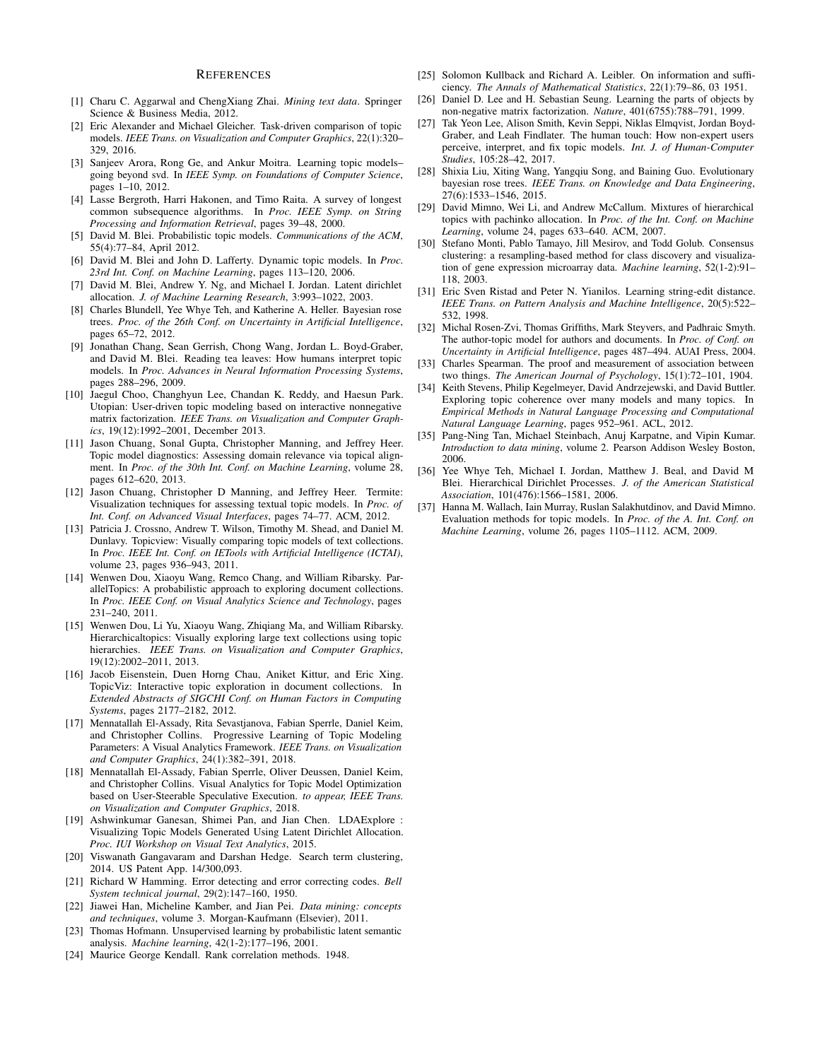## REFERENCES

[1] Charu C. Aggarwal and ChengXiang Zhai. *Mining text data*. Springer Science & Business Media, 2012.

[2] Eric Alexander and Michael Gleicher. Task-driven comparison of topic models. *IEEE Trans. on Visualization and Computer Graphics*, 22(1):320–329, 2016.

[3] Sanjeev Arora, Rong Ge, and Ankur Moitra. Learning topic models–going beyond svd. In *IEEE Symp. on Foundations of Computer Science*, pages 1–10, 2012.

[4] Lasse Bergroth, Harri Hakonen, and Timo Raita. A survey of longest common subsequence algorithms. In *Proc. IEEE Symp. on String Processing and Information Retrieval*, pages 39–48, 2000.

[5] David M. Blei. Probabilistic topic models. *Communications of the ACM*, 55(4):77–84, April 2012.

[6] David M. Blei and John D. Lafferty. Dynamic topic models. In *Proc. 23rd Int. Conf. on Machine Learning*, pages 113–120, 2006.

[7] David M. Blei, Andrew Y. Ng, and Michael I. Jordan. Latent dirichlet allocation. *J. of Machine Learning Research*, 3:993–1022, 2003.

[8] Charles Blundell, Yee Whye Teh, and Katherine A. Heller. Bayesian rose trees. *Proc. of the 26th Conf. on Uncertainty in Artificial Intelligence*, pages 65–72, 2012.

[9] Jonathan Chang, Sean Gerrish, Chong Wang, Jordan L. Boyd-Graber, and David M. Blei. Reading tea leaves: How humans interpret topic models. In *Proc. Advances in Neural Information Processing Systems*, pages 288–296, 2009.

[10] Jaegul Choo, Changhyun Lee, Chandan K. Reddy, and Haesun Park. Utopian: User-driven topic modeling based on interactive nonnegative matrix factorization. *IEEE Trans. on Visualization and Computer Graphics*, 19(12):1992–2001, December 2013.

[11] Jason Chuang, Sonal Gupta, Christopher Manning, and Jeffrey Heer. Topic model diagnostics: Assessing domain relevance via topical alignment. In *Proc. of the 30th Int. Conf. on Machine Learning*, volume 28, pages 612–620, 2013.

[12] Jason Chuang, Christopher D Manning, and Jeffrey Heer. Termite: Visualization techniques for assessing textual topic models. In *Proc. of Int. Conf. on Advanced Visual Interfaces*, pages 74–77. ACM, 2012.

[13] Patricia J. Crossno, Andrew T. Wilson, Timothy M. Shead, and Daniel M. Dunlavy. Topicview: Visually comparing topic models of text collections. In *Proc. IEEE Int. Conf. on IETools with Artificial Intelligence (ICTAI)*, volume 23, pages 936–943, 2011.

[14] Wenwen Dou, Xiaoyu Wang, Remco Chang, and William Ribarsky. ParallelTopics: A probabilistic approach to exploring document collections. In *Proc. IEEE Conf. on Visual Analytics Science and Technology*, pages 231–240, 2011.

[15] Wenwen Dou, Li Yu, Xiaoyu Wang, Zhiqiang Ma, and William Ribarsky. Hierarchicaltopics: Visually exploring large text collections using topic hierarchies. *IEEE Trans. on Visualization and Computer Graphics*, 19(12):2002–2011, 2013.

[16] Jacob Eisenstein, Duen Horng Chau, Aniket Kittur, and Eric Xing. TopicViz: Interactive topic exploration in document collections. In *Extended Abstracts of SIGCHI Conf. on Human Factors in Computing Systems*, pages 2177–2182, 2012.

[17] Mennatallah El-Assady, Rita Sevastjanova, Fabian Sperrle, Daniel Keim, and Christopher Collins. Progressive Learning of Topic Modeling Parameters: A Visual Analytics Framework. *IEEE Trans. on Visualization and Computer Graphics*, 24(1):382–391, 2018.

[18] Mennatallah El-Assady, Fabian Sperrle, Oliver Deussen, Daniel Keim, and Christopher Collins. Visual Analytics for Topic Model Optimization based on User-Steerable Speculative Execution. *to appear, IEEE Trans. on Visualization and Computer Graphics*, 2018.

[19] Ashwinkumar Ganesan, Shimei Pan, and Jian Chen. LDAExplore : Visualizing Topic Models Generated Using Latent Dirichlet Allocation. *Proc. IUI Workshop on Visual Text Analytics*, 2015.

[20] Viswanath Gangavaram and Darshan Hedge. Search term clustering, 2014. US Patent App. 14/300,093.

[21] Richard W Hamming. Error detecting and error correcting codes. *Bell System technical journal*, 29(2):147–160, 1950.

[22] Jiawei Han, Micheline Kamber, and Jian Pei. *Data mining: concepts and techniques*, volume 3. Morgan-Kaufmann (Elsevier), 2011.

[23] Thomas Hofmann. Unsupervised learning by probabilistic latent semantic analysis. *Machine learning*, 42(1-2):177–196, 2001.

[24] Maurice George Kendall. Rank correlation methods. 1948.

[25] Solomon Kullback and Richard A. Leibler. On information and sufficiency. *The Annals of Mathematical Statistics*, 22(1):79–86, 03 1951.

[26] Daniel D. Lee and H. Sebastian Seung. Learning the parts of objects by non-negative matrix factorization. *Nature*, 401(6755):788–791, 1999.

[27] Tak Yeon Lee, Alison Smith, Kevin Seppi, Niklas Elmqvist, Jordan Boyd-Graber, and Leah Findlater. The human touch: How non-expert users perceive, interpret, and fix topic models. *Int. J. of Human-Computer Studies*, 105:28–42, 2017.

[28] Shixia Liu, Xiting Wang, Yangqiu Song, and Baining Guo. Evolutionary bayesian rose trees. *IEEE Trans. on Knowledge and Data Engineering*, 27(6):1533–1546, 2015.

[29] David Mimno, Wei Li, and Andrew McCallum. Mixtures of hierarchical topics with pachinko allocation. In *Proc. of the Int. Conf. on Machine Learning*, volume 24, pages 633–640. ACM, 2007.

[30] Stefano Monti, Pablo Tamayo, Jill Mesirov, and Todd Golub. Consensus clustering: a resampling-based method for class discovery and visualization of gene expression microarray data. *Machine learning*, 52(1-2):91–118, 2003.

[31] Eric Sven Ristad and Peter N. Yianilos. Learning string-edit distance. *IEEE Trans. on Pattern Analysis and Machine Intelligence*, 20(5):522–532, 1998.

[32] Michal Rosen-Zvi, Thomas Griffiths, Mark Steyvers, and Padhraic Smyth. The author-topic model for authors and documents. In *Proc. of Conf. on Uncertainty in Artificial Intelligence*, pages 487–494. AUAI Press, 2004.

[33] Charles Spearman. The proof and measurement of association between two things. *The American Journal of Psychology*, 15(1):72–101, 1904.

[34] Keith Stevens, Philip Kegelmeyer, David Andrzejewski, and David Buttler. Exploring topic coherence over many models and many topics. In *Empirical Methods in Natural Language Processing and Computational Natural Language Learning*, pages 952–961. ACL, 2012.

[35] Pang-Ning Tan, Michael Steinbach, Anuj Karpatne, and Vipin Kumar. *Introduction to data mining*, volume 2. Pearson Addison Wesley Boston, 2006.

[36] Yee Whye Teh, Michael I. Jordan, Matthew J. Beal, and David M Blei. Hierarchical Dirichlet Processes. *J. of the American Statistical Association*, 101(476):1566–1581, 2006.

[37] Hanna M. Wallach, Iain Murray, Ruslan Salakhutdinov, and David Mimno. Evaluation methods for topic models. In *Proc. of the A. Int. Conf. on Machine Learning*, volume 26, pages 1105–1112. ACM, 2009.